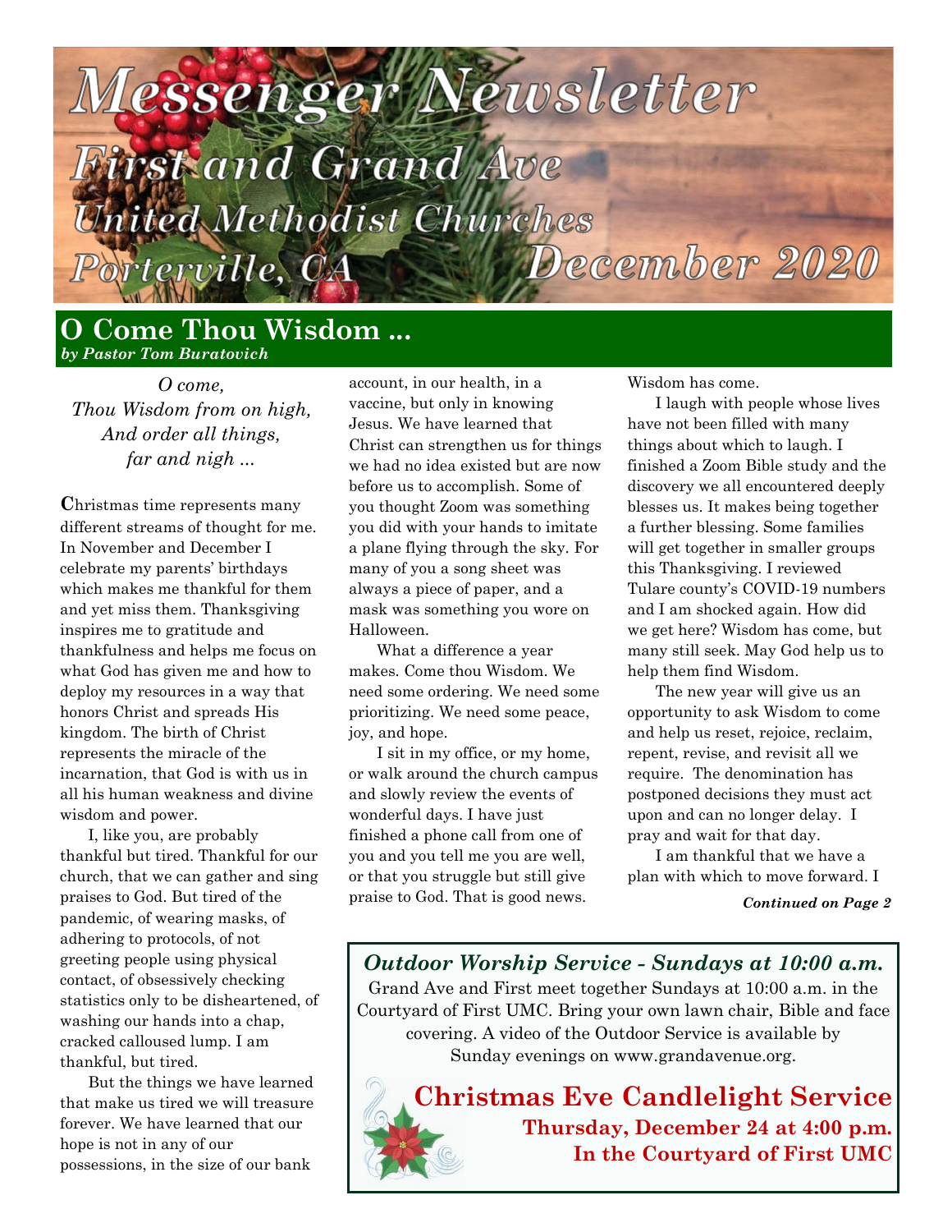# Messenger Newsletter

## First and Grand Ave United Methodist Churches

### Porterville, CA — December 2020

## O Come Thou Wisdom ...

***by Pastor Tom Buratovich***

*O come,*
*Thou Wisdom from on high,*
*And order all things,*
*far and nigh ...*

**C**hristmas time represents many different streams of thought for me. In November and December I celebrate my parents' birthdays which makes me thankful for them and yet miss them. Thanksgiving inspires me to gratitude and thankfulness and helps me focus on what God has given me and how to deploy my resources in a way that honors Christ and spreads His kingdom. The birth of Christ represents the miracle of the incarnation, that God is with us in all his human weakness and divine wisdom and power.

I, like you, are probably thankful but tired. Thankful for our church, that we can gather and sing praises to God. But tired of the pandemic, of wearing masks, of adhering to protocols, of not greeting people using physical contact, of obsessively checking statistics only to be disheartened, of washing our hands into a chap, cracked calloused lump. I am thankful, but tired.

But the things we have learned that make us tired we will treasure forever. We have learned that our hope is not in any of our possessions, in the size of our bank account, in our health, in a vaccine, but only in knowing Jesus. We have learned that Christ can strengthen us for things we had no idea existed but are now before us to accomplish. Some of you thought Zoom was something you did with your hands to imitate a plane flying through the sky. For many of you a song sheet was always a piece of paper, and a mask was something you wore on Halloween.

What a difference a year makes. Come thou Wisdom. We need some ordering. We need some prioritizing. We need some peace, joy, and hope.

I sit in my office, or my home, or walk around the church campus and slowly review the events of wonderful days. I have just finished a phone call from one of you and you tell me you are well, or that you struggle but still give praise to God. That is good news. Wisdom has come.

I laugh with people whose lives have not been filled with many things about which to laugh. I finished a Zoom Bible study and the discovery we all encountered deeply blesses us. It makes being together a further blessing. Some families will get together in smaller groups this Thanksgiving. I reviewed Tulare county's COVID-19 numbers and I am shocked again. How did we get here? Wisdom has come, but many still seek. May God help us to help them find Wisdom.

The new year will give us an opportunity to ask Wisdom to come and help us reset, rejoice, reclaim, repent, revise, and revisit all we require. The denomination has postponed decisions they must act upon and can no longer delay. I pray and wait for that day.

I am thankful that we have a plan with which to move forward. I

***Continued on Page 2***

---

### *Outdoor Worship Service - Sundays at 10:00 a.m.*

Grand Ave and First meet together Sundays at 10:00 a.m. in the Courtyard of First UMC. Bring your own lawn chair, Bible and face covering. A video of the Outdoor Service is available by Sunday evenings on www.grandavenue.org.

### Christmas Eve Candlelight Service

**Thursday, December 24 at 4:00 p.m.**
**In the Courtyard of First UMC**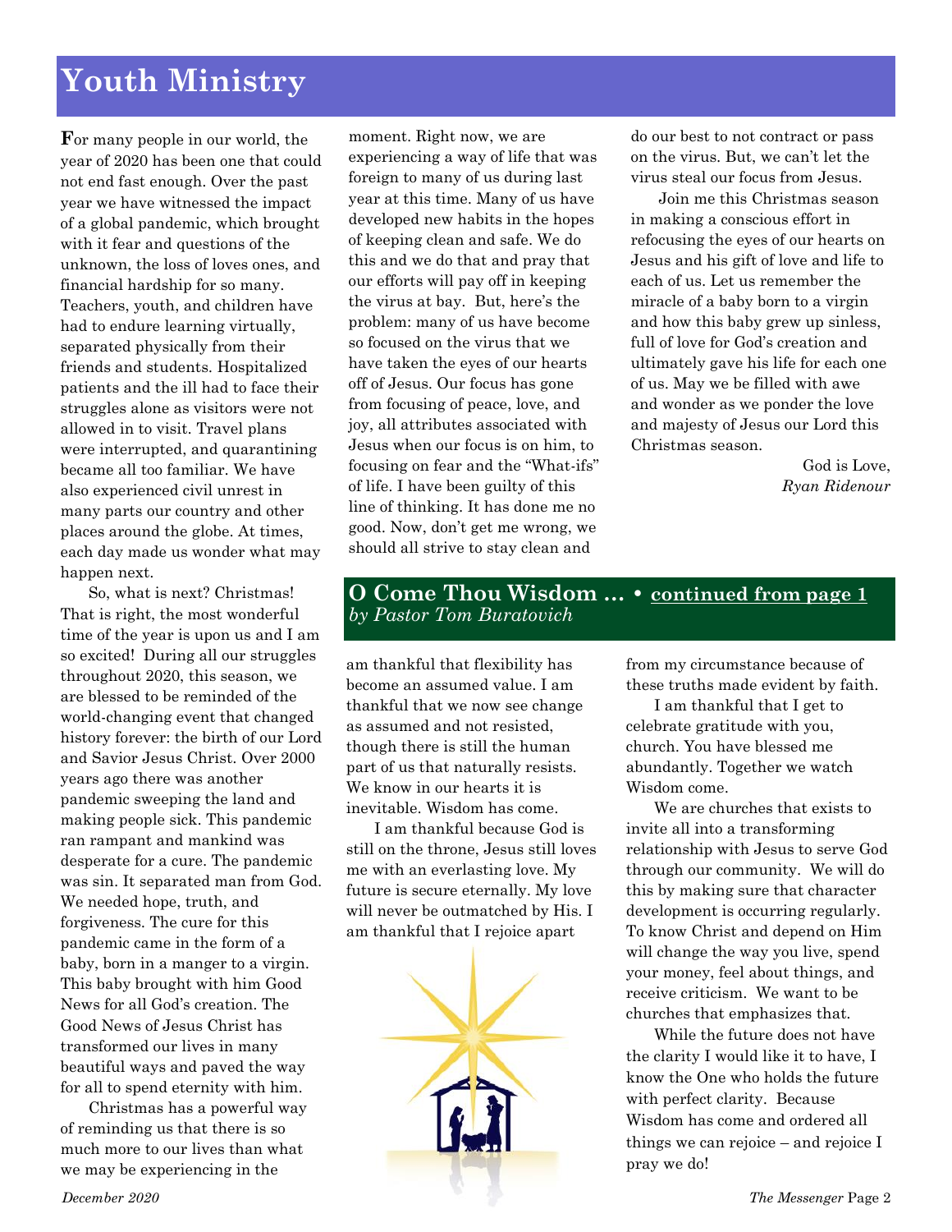# Youth Ministry

For many people in our world, the year of 2020 has been one that could not end fast enough. Over the past year we have witnessed the impact of a global pandemic, which brought with it fear and questions of the unknown, the loss of loves ones, and financial hardship for so many. Teachers, youth, and children have had to endure learning virtually, separated physically from their friends and students. Hospitalized patients and the ill had to face their struggles alone as visitors were not allowed in to visit. Travel plans were interrupted, and quarantining became all too familiar. We have also experienced civil unrest in many parts our country and other places around the globe. At times, each day made us wonder what may happen next.

So, what is next? Christmas! That is right, the most wonderful time of the year is upon us and I am so excited! During all our struggles throughout 2020, this season, we are blessed to be reminded of the world-changing event that changed history forever: the birth of our Lord and Savior Jesus Christ. Over 2000 years ago there was another pandemic sweeping the land and making people sick. This pandemic ran rampant and mankind was desperate for a cure. The pandemic was sin. It separated man from God. We needed hope, truth, and forgiveness. The cure for this pandemic came in the form of a baby, born in a manger to a virgin. This baby brought with him Good News for all God's creation. The Good News of Jesus Christ has transformed our lives in many beautiful ways and paved the way for all to spend eternity with him.

Christmas has a powerful way of reminding us that there is so much more to our lives than what we may be experiencing in the moment. Right now, we are experiencing a way of life that was foreign to many of us during last year at this time. Many of us have developed new habits in the hopes of keeping clean and safe. We do this and we do that and pray that our efforts will pay off in keeping the virus at bay. But, here's the problem: many of us have become so focused on the virus that we have taken the eyes of our hearts off of Jesus. Our focus has gone from focusing of peace, love, and joy, all attributes associated with Jesus when our focus is on him, to focusing on fear and the "What-ifs" of life. I have been guilty of this line of thinking. It has done me no good. Now, don't get me wrong, we should all strive to stay clean and do our best to not contract or pass on the virus. But, we can't let the virus steal our focus from Jesus.

Join me this Christmas season in making a conscious effort in refocusing the eyes of our hearts on Jesus and his gift of love and life to each of us. Let us remember the miracle of a baby born to a virgin and how this baby grew up sinless, full of love for God's creation and ultimately gave his life for each one of us. May we be filled with awe and wonder as we ponder the love and majesty of Jesus our Lord this Christmas season.

God is Love,
*Ryan Ridenour*

## O Come Thou Wisdom … • continued from page 1
*by Pastor Tom Buratovich*

am thankful that flexibility has become an assumed value. I am thankful that we now see change as assumed and not resisted, though there is still the human part of us that naturally resists. We know in our hearts it is inevitable. Wisdom has come.

I am thankful because God is still on the throne, Jesus still loves me with an everlasting love. My future is secure eternally. My love will never be outmatched by His. I am thankful that I rejoice apart from my circumstance because of these truths made evident by faith.

I am thankful that I get to celebrate gratitude with you, church. You have blessed me abundantly. Together we watch Wisdom come.

We are churches that exists to invite all into a transforming relationship with Jesus to serve God through our community. We will do this by making sure that character development is occurring regularly. To know Christ and depend on Him will change the way you live, spend your money, feel about things, and receive criticism. We want to be churches that emphasizes that.

While the future does not have the clarity I would like it to have, I know the One who holds the future with perfect clarity. Because Wisdom has come and ordered all things we can rejoice – and rejoice I pray we do!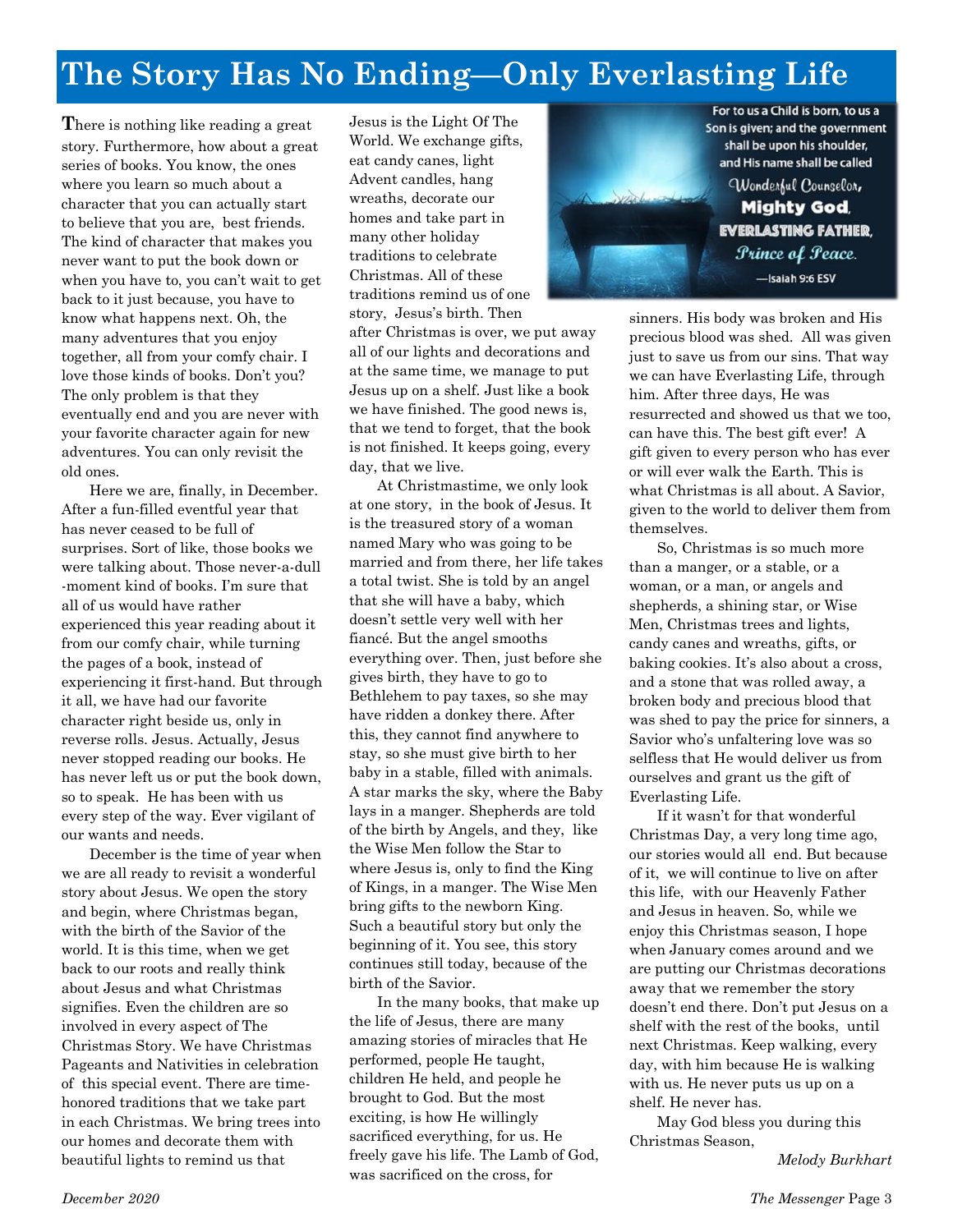# The Story Has No Ending—Only Everlasting Life

There is nothing like reading a great story. Furthermore, how about a great series of books. You know, the ones where you learn so much about a character that you can actually start to believe that you are, best friends. The kind of character that makes you never want to put the book down or when you have to, you can't wait to get back to it just because, you have to know what happens next. Oh, the many adventures that you enjoy together, all from your comfy chair. I love those kinds of books. Don't you? The only problem is that they eventually end and you are never with your favorite character again for new adventures. You can only revisit the old ones.

Here we are, finally, in December. After a fun-filled eventful year that has never ceased to be full of surprises. Sort of like, those books we were talking about. Those never-a-dull -moment kind of books. I'm sure that all of us would have rather experienced this year reading about it from our comfy chair, while turning the pages of a book, instead of experiencing it first-hand. But through it all, we have had our favorite character right beside us, only in reverse rolls. Jesus. Actually, Jesus never stopped reading our books. He has never left us or put the book down, so to speak. He has been with us every step of the way. Ever vigilant of our wants and needs.

December is the time of year when we are all ready to revisit a wonderful story about Jesus. We open the story and begin, where Christmas began, with the birth of the Savior of the world. It is this time, when we get back to our roots and really think about Jesus and what Christmas signifies. Even the children are so involved in every aspect of The Christmas Story. We have Christmas Pageants and Nativities in celebration of this special event. There are time-honored traditions that we take part in each Christmas. We bring trees into our homes and decorate them with beautiful lights to remind us that Jesus is the Light Of The World. We exchange gifts, eat candy canes, light Advent candles, hang wreaths, decorate our homes and take part in many other holiday traditions to celebrate Christmas. All of these traditions remind us of one story, Jesus's birth. Then after Christmas is over, we put away all of our lights and decorations and at the same time, we manage to put Jesus up on a shelf. Just like a book we have finished. The good news is, that we tend to forget, that the book is not finished. It keeps going, every day, that we live.

At Christmastime, we only look at one story, in the book of Jesus. It is the treasured story of a woman named Mary who was going to be married and from there, her life takes a total twist. She is told by an angel that she will have a baby, which doesn't settle very well with her fiancé. But the angel smooths everything over. Then, just before she gives birth, they have to go to Bethlehem to pay taxes, so she may have ridden a donkey there. After this, they cannot find anywhere to stay, so she must give birth to her baby in a stable, filled with animals. A star marks the sky, where the Baby lays in a manger. Shepherds are told of the birth by Angels, and they, like the Wise Men follow the Star to where Jesus is, only to find the King of Kings, in a manger. The Wise Men bring gifts to the newborn King. Such a beautiful story but only the beginning of it. You see, this story continues still today, because of the birth of the Savior.

In the many books, that make up the life of Jesus, there are many amazing stories of miracles that He performed, people He taught, children He held, and people he brought to God. But the most exciting, is how He willingly sacrificed everything, for us. He freely gave his life. The Lamb of God, was sacrificed on the cross, for sinners. His body was broken and His precious blood was shed. All was given just to save us from our sins. That way we can have Everlasting Life, through him. After three days, He was resurrected and showed us that we too, can have this. The best gift ever! A gift given to every person who has ever or will ever walk the Earth. This is what Christmas is all about. A Savior, given to the world to deliver them from themselves.

For to us a Child is born, to us a Son is given; and the government shall be upon his shoulder, and His name shall be called Wonderful Counselor, **Mighty God**, **EVERLASTING FATHER**, *Prince of Peace*. —Isaiah 9:6 ESV

So, Christmas is so much more than a manger, or a stable, or a woman, or a man, or angels and shepherds, a shining star, or Wise Men, Christmas trees and lights, candy canes and wreaths, gifts, or baking cookies. It's also about a cross, and a stone that was rolled away, a broken body and precious blood that was shed to pay the price for sinners, a Savior who's unfaltering love was so selfless that He would deliver us from ourselves and grant us the gift of Everlasting Life.

If it wasn't for that wonderful Christmas Day, a very long time ago, our stories would all end. But because of it, we will continue to live on after this life, with our Heavenly Father and Jesus in heaven. So, while we enjoy this Christmas season, I hope when January comes around and we are putting our Christmas decorations away that we remember the story doesn't end there. Don't put Jesus on a shelf with the rest of the books, until next Christmas. Keep walking, every day, with him because He is walking with us. He never puts us up on a shelf. He never has.

May God bless you during this Christmas Season,

*Melody Burkhart*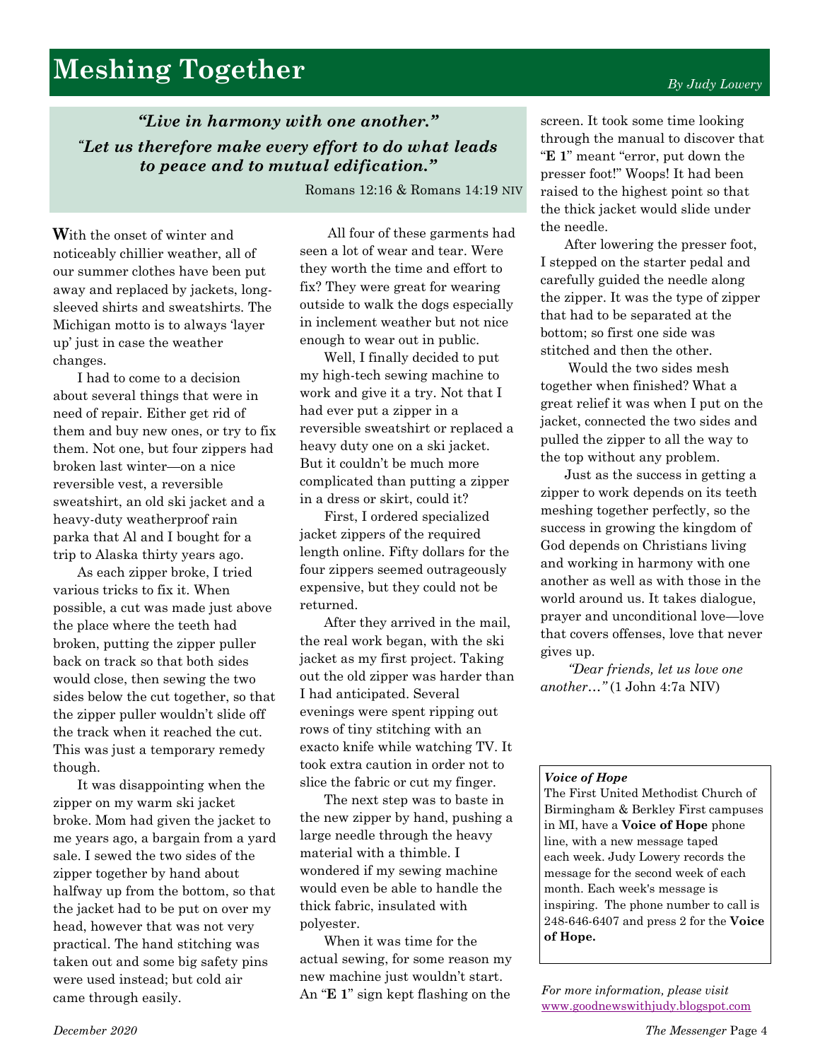# Meshing Together

*By Judy Lowery*

***"Live in harmony with one another."***
***"Let us therefore make every effort to do what leads to peace and to mutual edification."***

Romans 12:16 & Romans 14:19 NIV

**W**ith the onset of winter and noticeably chillier weather, all of our summer clothes have been put away and replaced by jackets, long-sleeved shirts and sweatshirts. The Michigan motto is to always 'layer up' just in case the weather changes.

I had to come to a decision about several things that were in need of repair. Either get rid of them and buy new ones, or try to fix them. Not one, but four zippers had broken last winter—on a nice reversible vest, a reversible sweatshirt, an old ski jacket and a heavy-duty weatherproof rain parka that Al and I bought for a trip to Alaska thirty years ago.

As each zipper broke, I tried various tricks to fix it. When possible, a cut was made just above the place where the teeth had broken, putting the zipper puller back on track so that both sides would close, then sewing the two sides below the cut together, so that the zipper puller wouldn't slide off the track when it reached the cut. This was just a temporary remedy though.

It was disappointing when the zipper on my warm ski jacket broke. Mom had given the jacket to me years ago, a bargain from a yard sale. I sewed the two sides of the zipper together by hand about halfway up from the bottom, so that the jacket had to be put on over my head, however that was not very practical. The hand stitching was taken out and some big safety pins were used instead; but cold air came through easily.

All four of these garments had seen a lot of wear and tear. Were they worth the time and effort to fix? They were great for wearing outside to walk the dogs especially in inclement weather but not nice enough to wear out in public.

Well, I finally decided to put my high-tech sewing machine to work and give it a try. Not that I had ever put a zipper in a reversible sweatshirt or replaced a heavy duty one on a ski jacket. But it couldn't be much more complicated than putting a zipper in a dress or skirt, could it?

First, I ordered specialized jacket zippers of the required length online. Fifty dollars for the four zippers seemed outrageously expensive, but they could not be returned.

After they arrived in the mail, the real work began, with the ski jacket as my first project. Taking out the old zipper was harder than I had anticipated. Several evenings were spent ripping out rows of tiny stitching with an exacto knife while watching TV. It took extra caution in order not to slice the fabric or cut my finger.

The next step was to baste in the new zipper by hand, pushing a large needle through the heavy material with a thimble. I wondered if my sewing machine would even be able to handle the thick fabric, insulated with polyester.

When it was time for the actual sewing, for some reason my new machine just wouldn't start. An "**E 1**" sign kept flashing on the screen. It took some time looking through the manual to discover that "**E 1**" meant "error, put down the presser foot!" Woops! It had been raised to the highest point so that the thick jacket would slide under the needle.

After lowering the presser foot, I stepped on the starter pedal and carefully guided the needle along the zipper. It was the type of zipper that had to be separated at the bottom; so first one side was stitched and then the other.

Would the two sides mesh together when finished? What a great relief it was when I put on the jacket, connected the two sides and pulled the zipper to all the way to the top without any problem.

Just as the success in getting a zipper to work depends on its teeth meshing together perfectly, so the success in growing the kingdom of God depends on Christians living and working in harmony with one another as well as with those in the world around us. It takes dialogue, prayer and unconditional love—love that covers offenses, love that never gives up.

*"Dear friends, let us love one another…"* (1 John 4:7a NIV)

***Voice of Hope***
The First United Methodist Church of Birmingham & Berkley First campuses in MI, have a **Voice of Hope** phone line, with a new message taped each week. Judy Lowery records the message for the second week of each month. Each week's message is inspiring. The phone number to call is 248-646-6407 and press 2 for the **Voice of Hope.**

*For more information, please visit* www.goodnewswithjudy.blogspot.com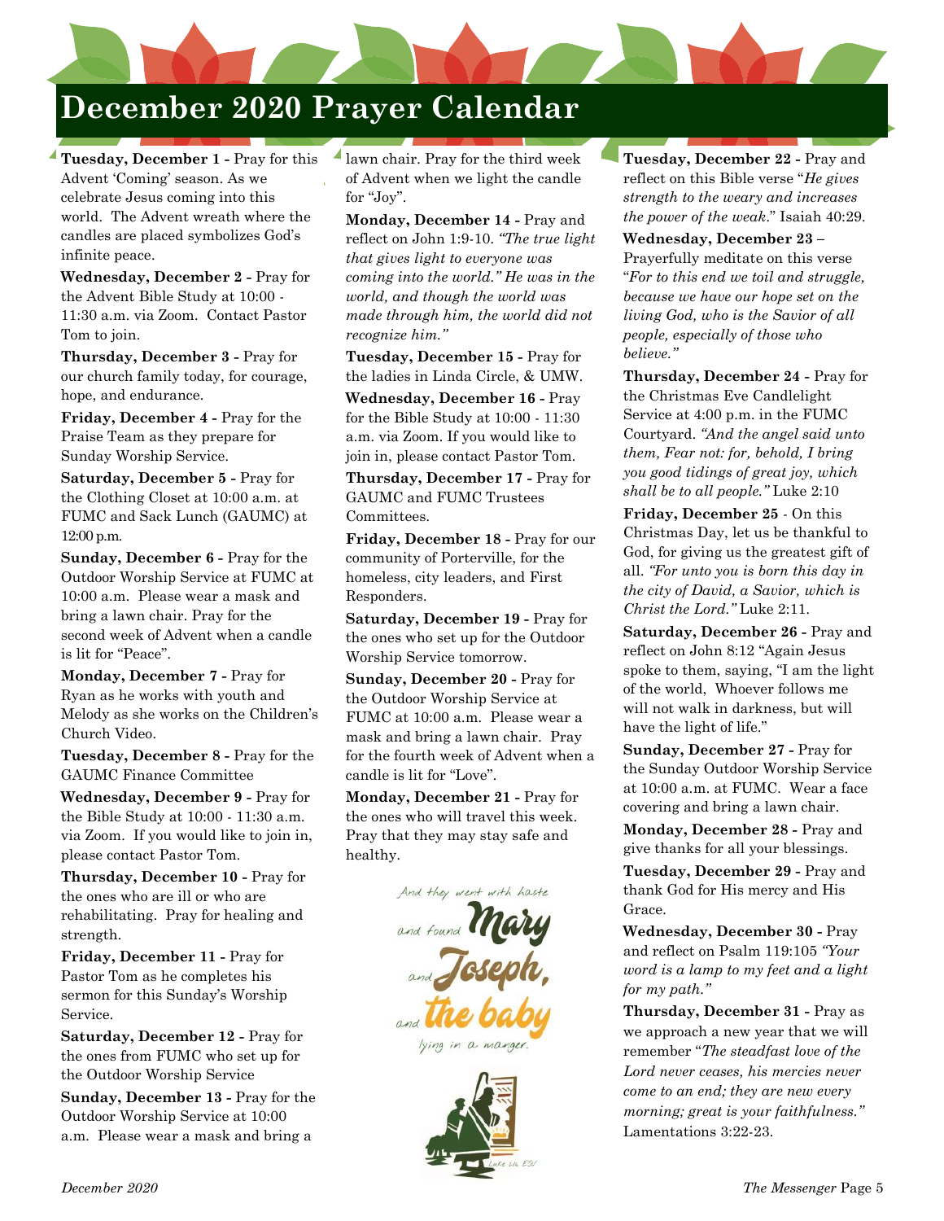# December 2020 Prayer Calendar

**Tuesday, December 1 -** Pray for this Advent 'Coming' season. As we celebrate Jesus coming into this world. The Advent wreath where the candles are placed symbolizes God's infinite peace.

**Wednesday, December 2 -** Pray for the Advent Bible Study at 10:00 - 11:30 a.m. via Zoom. Contact Pastor Tom to join.

**Thursday, December 3 -** Pray for our church family today, for courage, hope, and endurance.

**Friday, December 4 -** Pray for the Praise Team as they prepare for Sunday Worship Service.

**Saturday, December 5 -** Pray for the Clothing Closet at 10:00 a.m. at FUMC and Sack Lunch (GAUMC) at 12:00 p.m.

**Sunday, December 6 -** Pray for the Outdoor Worship Service at FUMC at 10:00 a.m. Please wear a mask and bring a lawn chair. Pray for the second week of Advent when a candle is lit for "Peace".

**Monday, December 7 -** Pray for Ryan as he works with youth and Melody as she works on the Children's Church Video.

**Tuesday, December 8 -** Pray for the GAUMC Finance Committee

**Wednesday, December 9 -** Pray for the Bible Study at 10:00 - 11:30 a.m. via Zoom. If you would like to join in, please contact Pastor Tom.

**Thursday, December 10 -** Pray for the ones who are ill or who are rehabilitating. Pray for healing and strength.

**Friday, December 11 -** Pray for Pastor Tom as he completes his sermon for this Sunday's Worship Service.

**Saturday, December 12 -** Pray for the ones from FUMC who set up for the Outdoor Worship Service

**Sunday, December 13 -** Pray for the Outdoor Worship Service at 10:00 a.m. Please wear a mask and bring a lawn chair. Pray for the third week of Advent when we light the candle for "Joy".

**Monday, December 14 -** Pray and reflect on John 1:9-10. *"The true light that gives light to everyone was coming into the world." He was in the world, and though the world was made through him, the world did not recognize him."*

**Tuesday, December 15 -** Pray for the ladies in Linda Circle, & UMW.

**Wednesday, December 16 -** Pray for the Bible Study at 10:00 - 11:30 a.m. via Zoom. If you would like to join in, please contact Pastor Tom.

**Thursday, December 17 -** Pray for GAUMC and FUMC Trustees Committees.

**Friday, December 18 -** Pray for our community of Porterville, for the homeless, city leaders, and First Responders.

**Saturday, December 19 -** Pray for the ones who set up for the Outdoor Worship Service tomorrow.

**Sunday, December 20 -** Pray for the Outdoor Worship Service at FUMC at 10:00 a.m. Please wear a mask and bring a lawn chair. Pray for the fourth week of Advent when a candle is lit for "Love".

**Monday, December 21 -** Pray for the ones who will travel this week. Pray that they may stay safe and healthy.

And they went with haste and found Mary and Joseph, and the baby lying in a manger.

Luke 2:16 ESV

**Tuesday, December 22 -** Pray and reflect on this Bible verse "*He gives strength to the weary and increases the power of the weak.*" Isaiah 40:29.

**Wednesday, December 23** – Prayerfully meditate on this verse "*For to this end we toil and struggle, because we have our hope set on the living God, who is the Savior of all people, especially of those who believe."*

**Thursday, December 24 -** Pray for the Christmas Eve Candlelight Service at 4:00 p.m. in the FUMC Courtyard. *"And the angel said unto them, Fear not: for, behold, I bring you good tidings of great joy, which shall be to all people."* Luke 2:10

**Friday, December 25** - On this Christmas Day, let us be thankful to God, for giving us the greatest gift of all. *"For unto you is born this day in the city of David, a Savior, which is Christ the Lord."* Luke 2:11.

**Saturday, December 26 -** Pray and reflect on John 8:12 "Again Jesus spoke to them, saying, "I am the light of the world, Whoever follows me will not walk in darkness, but will have the light of life."

**Sunday, December 27 -** Pray for the Sunday Outdoor Worship Service at 10:00 a.m. at FUMC. Wear a face covering and bring a lawn chair.

**Monday, December 28 -** Pray and give thanks for all your blessings.

**Tuesday, December 29 -** Pray and thank God for His mercy and His Grace.

**Wednesday, December 30 -** Pray and reflect on Psalm 119:105 *"Your word is a lamp to my feet and a light for my path."*

**Thursday, December 31 -** Pray as we approach a new year that we will remember "*The steadfast love of the Lord never ceases, his mercies never come to an end; they are new every morning; great is your faithfulness."* Lamentations 3:22-23.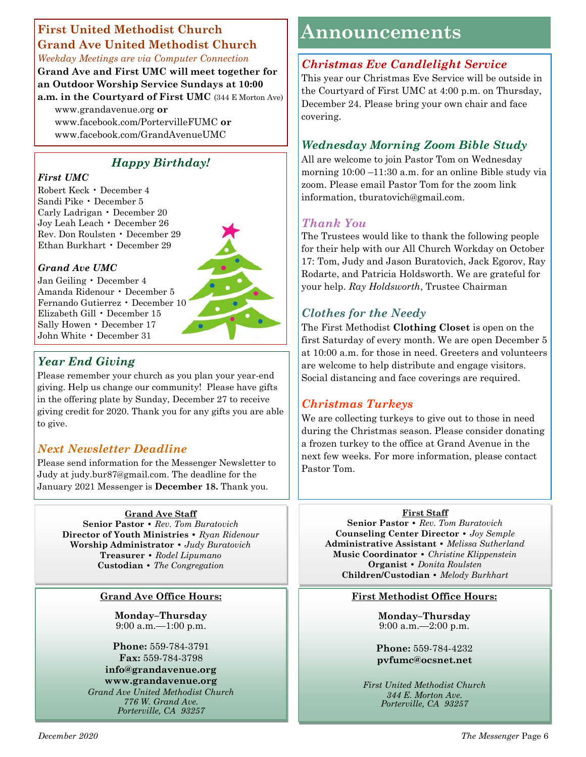## First United Methodist Church
## Grand Ave United Methodist Church

*Weekday Meetings are via Computer Connection*

**Grand Ave and First UMC will meet together for an Outdoor Worship Service Sundays at 10:00 a.m. in the Courtyard of First UMC** (344 E Morton Ave)

www.grandavenue.org **or**
www.facebook.com/PortervilleFUMC **or**
www.facebook.com/GrandAvenueUMC

### *Happy Birthday!*

***First UMC***

Robert Keck • December 4
Sandi Pike • December 5
Carly Ladrigan • December 20
Joy Leah Leach • December 26
Rev. Don Roulsten • December 29
Ethan Burkhart • December 29

***Grand Ave UMC***

Jan Geiling • December 4
Amanda Ridenour • December 5
Fernando Gutierrez • December 10
Elizabeth Gill • December 15
Sally Howen • December 17
John White • December 31

### *Year End Giving*

Please remember your church as you plan your year-end giving. Help us change our community! Please have gifts in the offering plate by Sunday, December 27 to receive giving credit for 2020. Thank you for any gifts you are able to give.

### *Next Newsletter Deadline*

Please send information for the Messenger Newsletter to Judy at judy.bur87@gmail.com. The deadline for the January 2021 Messenger is **December 18.** Thank you.

# Announcements

### *Christmas Eve Candlelight Service*

This year our Christmas Eve Service will be outside in the Courtyard of First UMC at 4:00 p.m. on Thursday, December 24. Please bring your own chair and face covering.

### *Wednesday Morning Zoom Bible Study*

All are welcome to join Pastor Tom on Wednesday morning 10:00 –11:30 a.m. for an online Bible study via zoom. Please email Pastor Tom for the zoom link information, tburatovich@gmail.com.

### *Thank You*

The Trustees would like to thank the following people for their help with our All Church Workday on October 17: Tom, Judy and Jason Buratovich, Jack Egorov, Ray Rodarte, and Patricia Holdsworth. We are grateful for your help. *Ray Holdsworth*, Trustee Chairman

### *Clothes for the Needy*

The First Methodist **Clothing Closet** is open on the first Saturday of every month. We are open December 5 at 10:00 a.m. for those in need. Greeters and volunteers are welcome to help distribute and engage visitors. Social distancing and face coverings are required.

### *Christmas Turkeys*

We are collecting turkeys to give out to those in need during the Christmas season. Please consider donating a frozen turkey to the office at Grand Avenue in the next few weeks. For more information, please contact Pastor Tom.

**Grand Ave Staff**

**Senior Pastor** • *Rev. Tom Buratovich*
**Director of Youth Ministries** • *Ryan Ridenour*
**Worship Administrator** • *Judy Buratovich*
**Treasurer** • *Rodel Lipumano*
**Custodian** • *The Congregation*

**First Staff**

**Senior Pastor** • *Rev. Tom Buratovich*
**Counseling Center Director** • *Joy Semple*
**Administrative Assistant** • *Melissa Sutherland*
**Music Coordinator** • *Christine Klippenstein*
**Organist** • *Donita Roulsten*
**Children/Custodian** • *Melody Burkhart*

**Grand Ave Office Hours:**

**Monday–Thursday**
9:00 a.m.—1:00 p.m.

**Phone:** 559-784-3791
**Fax:** 559-784-3798
**info@grandavenue.org**
**www.grandavenue.org**
*Grand Ave United Methodist Church*
*776 W. Grand Ave.*
*Porterville, CA 93257*

**First Methodist Office Hours:**

**Monday–Thursday**
9:00 a.m.—2:00 p.m.

**Phone:** 559-784-4232
**pvfumc@ocsnet.net**

*First United Methodist Church*
*344 E. Morton Ave.*
*Porterville, CA 93257*